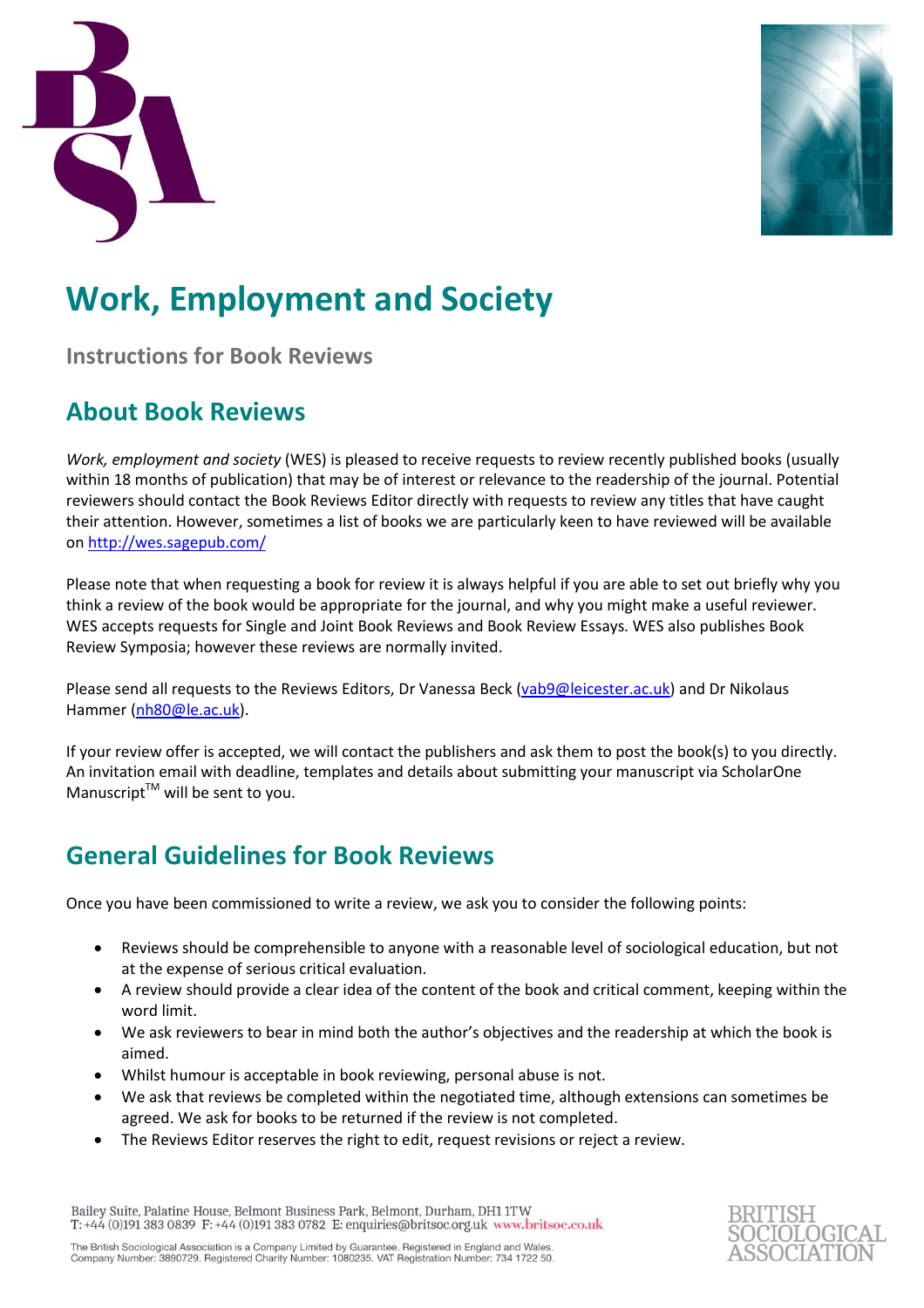# Work, Employment and Society

**Instructions for Book Reviews**

## About Book Reviews

*Work, employment and society* (WES) is pleased to receive requests to review recently published books (usually within 18 months of publication) that may be of interest or relevance to the readership of the journal. Potential reviewers should contact the Book Reviews Editor directly with requests to review any titles that have caught their attention. However, sometimes a list of books we are particularly keen to have reviewed will be available on http://wes.sagepub.com/

Please note that when requesting a book for review it is always helpful if you are able to set out briefly why you think a review of the book would be appropriate for the journal, and why you might make a useful reviewer. WES accepts requests for Single and Joint Book Reviews and Book Review Essays. WES also publishes Book Review Symposia; however these reviews are normally invited.

Please send all requests to the Reviews Editors, Dr Vanessa Beck (vab9@leicester.ac.uk) and Dr Nikolaus Hammer (nh80@le.ac.uk).

If your review offer is accepted, we will contact the publishers and ask them to post the book(s) to you directly. An invitation email with deadline, templates and details about submitting your manuscript via ScholarOne Manuscript™ will be sent to you.

## General Guidelines for Book Reviews

Once you have been commissioned to write a review, we ask you to consider the following points:

- Reviews should be comprehensible to anyone with a reasonable level of sociological education, but not at the expense of serious critical evaluation.
- A review should provide a clear idea of the content of the book and critical comment, keeping within the word limit.
- We ask reviewers to bear in mind both the author's objectives and the readership at which the book is aimed.
- Whilst humour is acceptable in book reviewing, personal abuse is not.
- We ask that reviews be completed within the negotiated time, although extensions can sometimes be agreed. We ask for books to be returned if the review is not completed.
- The Reviews Editor reserves the right to edit, request revisions or reject a review.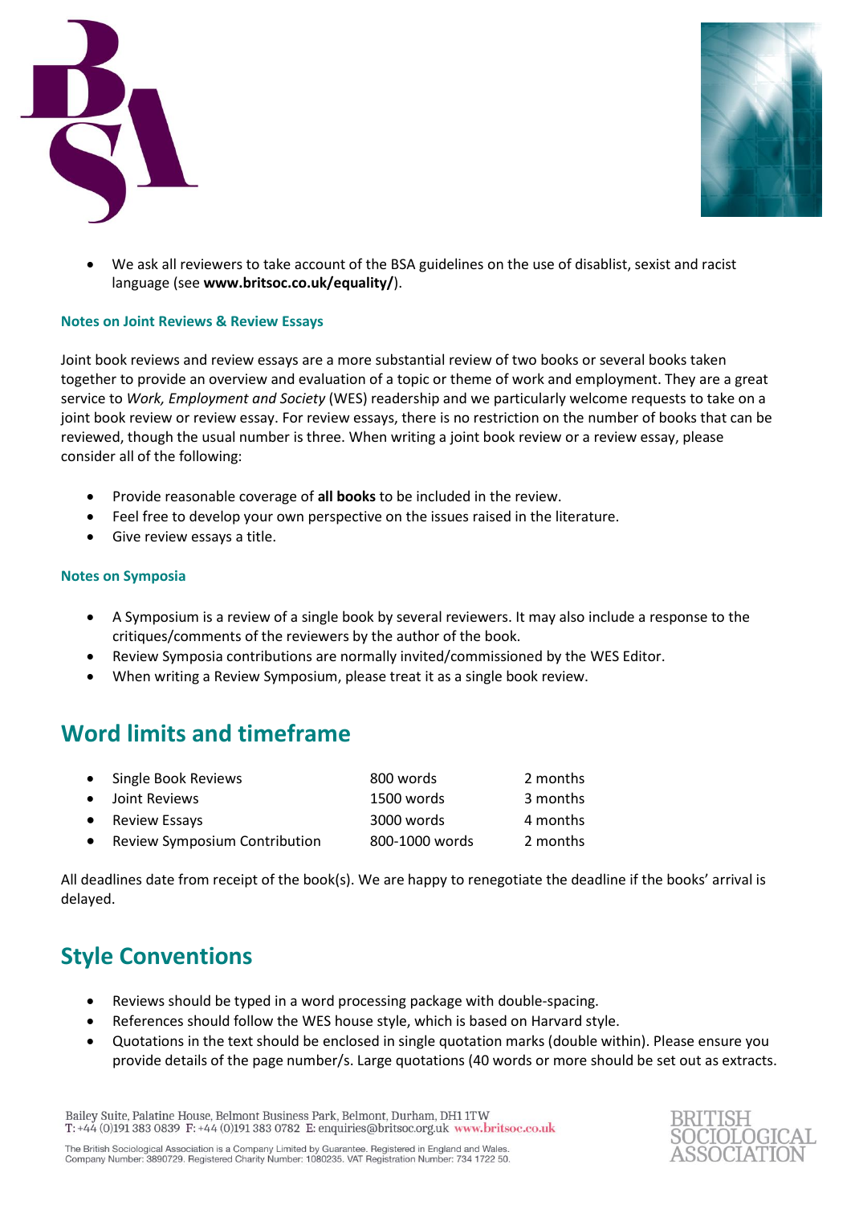- We ask all reviewers to take account of the BSA guidelines on the use of disablist, sexist and racist language (see **www.britsoc.co.uk/equality/**).

### Notes on Joint Reviews & Review Essays

Joint book reviews and review essays are a more substantial review of two books or several books taken together to provide an overview and evaluation of a topic or theme of work and employment. They are a great service to *Work, Employment and Society* (WES) readership and we particularly welcome requests to take on a joint book review or review essay. For review essays, there is no restriction on the number of books that can be reviewed, though the usual number is three. When writing a joint book review or a review essay, please consider all of the following:

- Provide reasonable coverage of **all books** to be included in the review.
- Feel free to develop your own perspective on the issues raised in the literature.
- Give review essays a title.

### Notes on Symposia

- A Symposium is a review of a single book by several reviewers. It may also include a response to the critiques/comments of the reviewers by the author of the book.
- Review Symposia contributions are normally invited/commissioned by the WES Editor.
- When writing a Review Symposium, please treat it as a single book review.

## Word limits and timeframe

| | | |
|---|---|---|
| Single Book Reviews | 800 words | 2 months |
| Joint Reviews | 1500 words | 3 months |
| Review Essays | 3000 words | 4 months |
| Review Symposium Contribution | 800-1000 words | 2 months |

All deadlines date from receipt of the book(s). We are happy to renegotiate the deadline if the books' arrival is delayed.

## Style Conventions

- Reviews should be typed in a word processing package with double-spacing.
- References should follow the WES house style, which is based on Harvard style.
- Quotations in the text should be enclosed in single quotation marks (double within). Please ensure you provide details of the page number/s. Large quotations (40 words or more should be set out as extracts.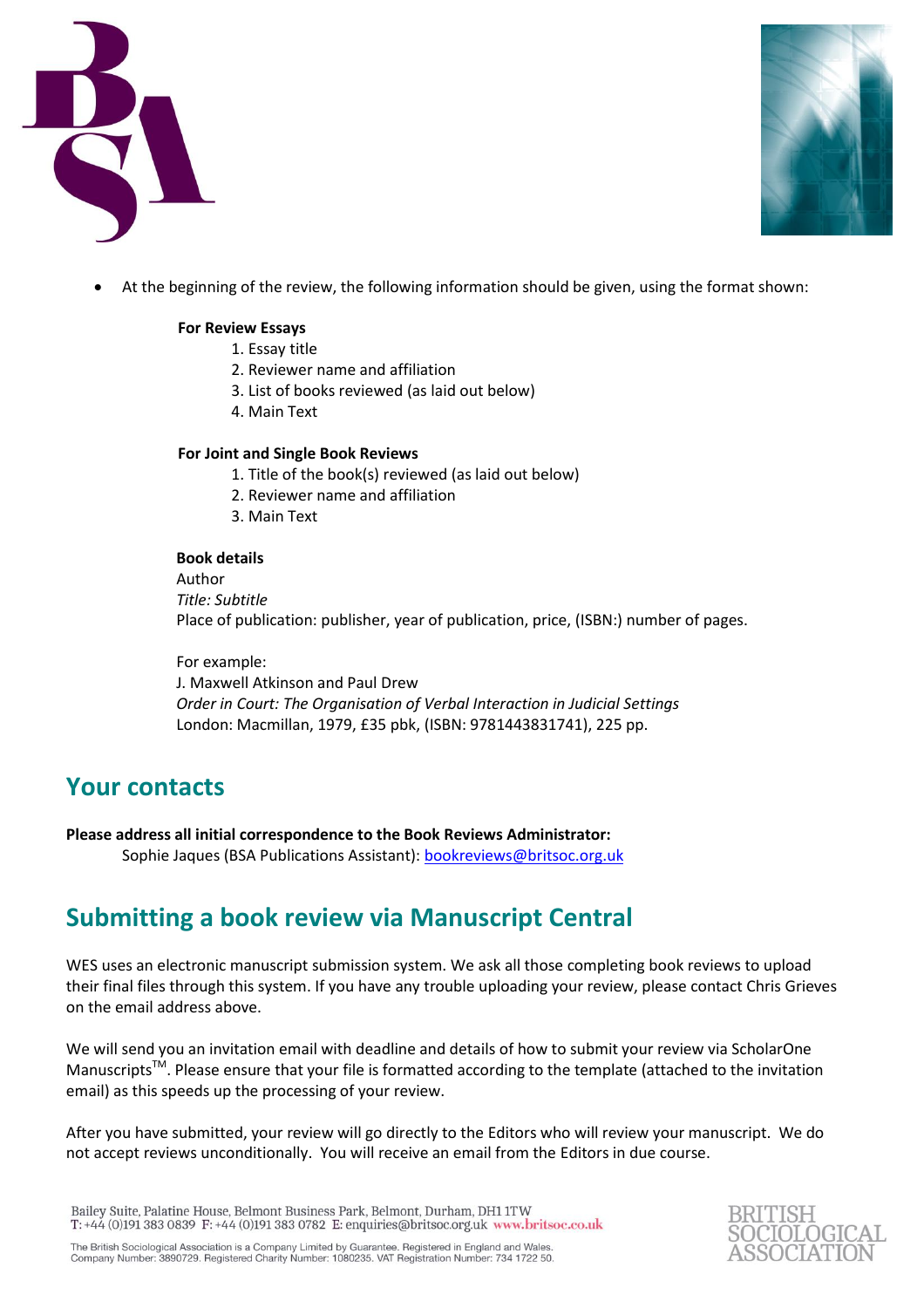- At the beginning of the review, the following information should be given, using the format shown:

**For Review Essays**

1. Essay title
2. Reviewer name and affiliation
3. List of books reviewed (as laid out below)
4. Main Text

**For Joint and Single Book Reviews**

1. Title of the book(s) reviewed (as laid out below)
2. Reviewer name and affiliation
3. Main Text

**Book details**

Author
*Title: Subtitle*
Place of publication: publisher, year of publication, price, (ISBN:) number of pages.

For example:
J. Maxwell Atkinson and Paul Drew
*Order in Court: The Organisation of Verbal Interaction in Judicial Settings*
London: Macmillan, 1979, £35 pbk, (ISBN: 9781443831741), 225 pp.

## Your contacts

**Please address all initial correspondence to the Book Reviews Administrator:**
Sophie Jaques (BSA Publications Assistant): bookreviews@britsoc.org.uk

## Submitting a book review via Manuscript Central

WES uses an electronic manuscript submission system. We ask all those completing book reviews to upload their final files through this system. If you have any trouble uploading your review, please contact Chris Grieves on the email address above.

We will send you an invitation email with deadline and details of how to submit your review via ScholarOne Manuscripts™. Please ensure that your file is formatted according to the template (attached to the invitation email) as this speeds up the processing of your review.

After you have submitted, your review will go directly to the Editors who will review your manuscript. We do not accept reviews unconditionally. You will receive an email from the Editors in due course.

Bailey Suite, Palatine House, Belmont Business Park, Belmont, Durham, DH1 1TW
T: +44 (0)191 383 0839 F: +44 (0)191 383 0782 E: enquiries@britsoc.org.uk www.britsoc.co.uk

The British Sociological Association is a Company Limited by Guarantee. Registered in England and Wales. Company Number: 3890729. Registered Charity Number: 1080235. VAT Registration Number: 734 1722 50.